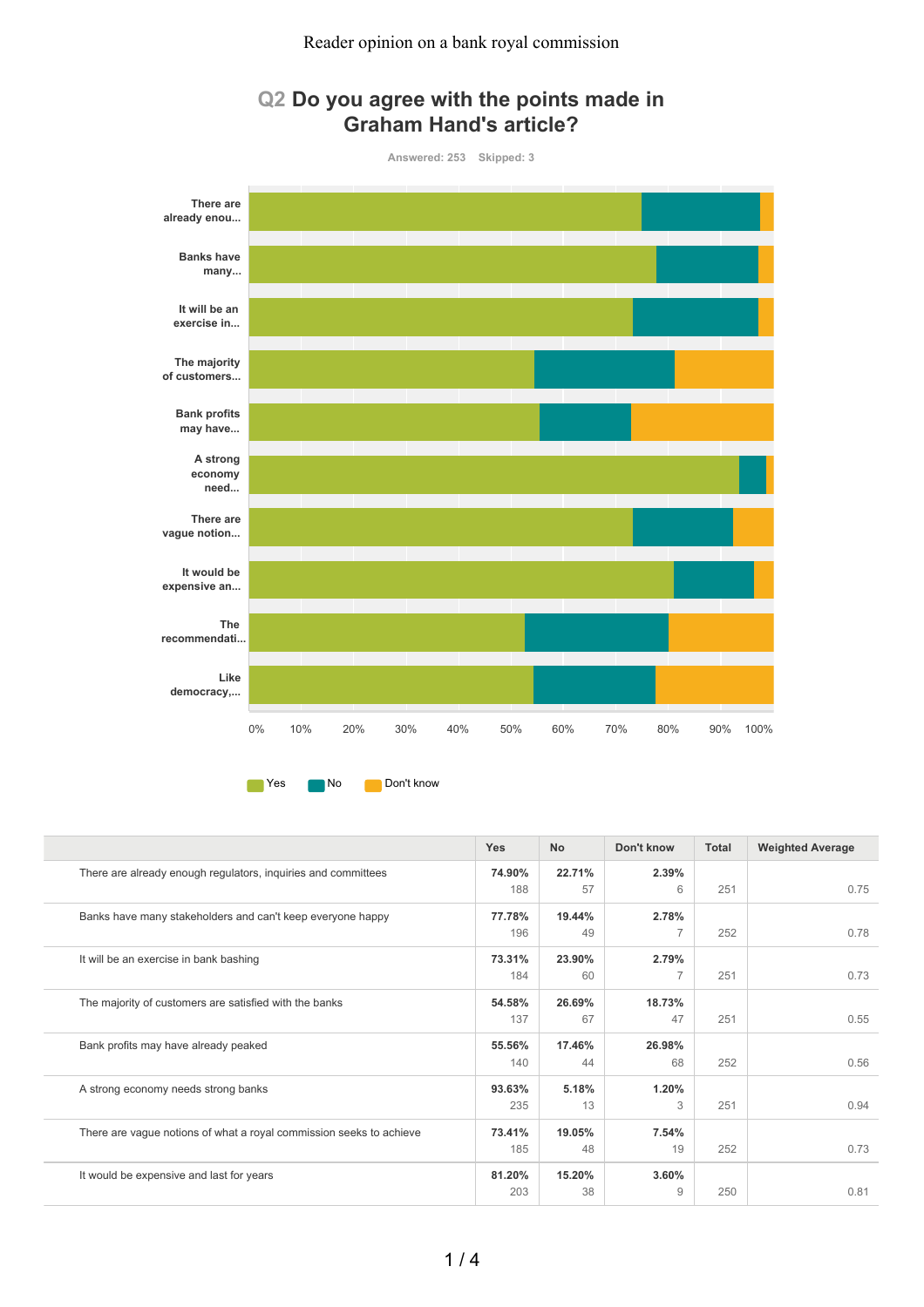Reader opinion on a bank royal commission

## Q2 Do you agree with the points made in Graham Hand's article?

Answered: 253 Skipped: 3

| | Yes | No | Don't know | Total | Weighted Average |
|---|---|---|---|---|---|
| There are already enough regulators, inquiries and committees | **74.90%** 188 | **22.71%** 57 | **2.39%** 6 | 251 | 0.75 |
| Banks have many stakeholders and can't keep everyone happy | **77.78%** 196 | **19.44%** 49 | **2.78%** 7 | 252 | 0.78 |
| It will be an exercise in bank bashing | **73.31%** 184 | **23.90%** 60 | **2.79%** 7 | 251 | 0.73 |
| The majority of customers are satisfied with the banks | **54.58%** 137 | **26.69%** 67 | **18.73%** 47 | 251 | 0.55 |
| Bank profits may have already peaked | **55.56%** 140 | **17.46%** 44 | **26.98%** 68 | 252 | 0.56 |
| A strong economy needs strong banks | **93.63%** 235 | **5.18%** 13 | **1.20%** 3 | 251 | 0.94 |
| There are vague notions of what a royal commission seeks to achieve | **73.41%** 185 | **19.05%** 48 | **7.54%** 19 | 252 | 0.73 |
| It would be expensive and last for years | **81.20%** 203 | **15.20%** 38 | **3.60%** 9 | 250 | 0.81 |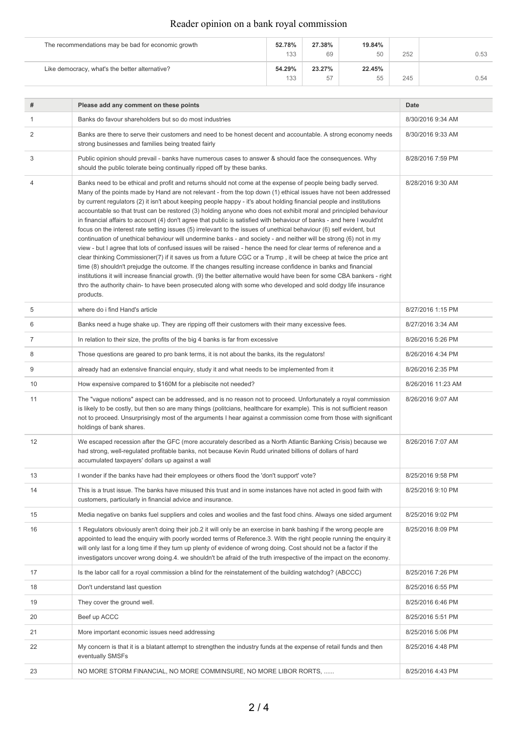Reader opinion on a bank royal commission

| | | | | | |
|---|---|---|---|---|---|
| The recommendations may be bad for economic growth | 52.78%<br>133 | 27.38%<br>69 | 19.84%<br>50 | 252 | 0.53 |
| Like democracy, what's the better alternative? | 54.29%<br>133 | 23.27%<br>57 | 22.45%<br>55 | 245 | 0.54 |

| # | Please add any comment on these points | Date |
|---|---|---|
| 1 | Banks do favour shareholders but so do most industries | 8/30/2016 9:34 AM |
| 2 | Banks are there to serve their customers and need to be honest decent and accountable. A strong economy needs strong businesses and families being treated fairly | 8/30/2016 9:33 AM |
| 3 | Public opinion should prevail - banks have numerous cases to answer & should face the consequences. Why should the public tolerate being continually ripped off by these banks. | 8/28/2016 7:59 PM |
| 4 | Banks need to be ethical and profit and returns should not come at the expense of people being badly served. Many of the points made by Hand are not relevant - from the top down (1) ethical issues have not been addressed by current regulators (2) it isn't about keeping people happy - it's about holding financial people and institutions accountable so that trust can be restored (3) holding anyone who does not exhibit moral and principled behaviour in financial affairs to account (4) don't agree that public is satisfied with behaviour of banks - and here I would'nt focus on the interest rate setting issues (5) irrelevant to the issues of unethical behaviour (6) self evident, but continuation of unethical behaviour will undermine banks - and society - and neither will be strong (6) not in my view - but I agree that lots of confused issues will be raised - hence the need for clear terms of reference and a clear thinking Commissioner(7) if it saves us from a future CGC or a Trump , it will be cheep at twice the price ant time (8) shouldn't prejudge the outcome. If the changes resulting increase confidence in banks and financial institutions it will increase financial growth. (9) the better alternative would have been for some CBA bankers - right thro the authority chain- to have been prosecuted along with some who developed and sold dodgy life insurance products. | 8/28/2016 9:30 AM |
| 5 | where do i find Hand's article | 8/27/2016 1:15 PM |
| 6 | Banks need a huge shake up. They are ripping off their customers with their many excessive fees. | 8/27/2016 3:34 AM |
| 7 | In relation to their size, the profits of the big 4 banks is far from excessive | 8/26/2016 5:26 PM |
| 8 | Those questions are geared to pro bank terms, it is not about the banks, its the regulators! | 8/26/2016 4:34 PM |
| 9 | already had an extensive financial enquiry, study it and what needs to be implemented from it | 8/26/2016 2:35 PM |
| 10 | How expensive compared to $160M for a plebiscite not needed? | 8/26/2016 11:23 AM |
| 11 | The "vague notions" aspect can be addressed, and is no reason not to proceed. Unfortunately a royal commission is likely to be costly, but then so are many things (politicians, healthcare for example). This is not sufficient reason not to proceed. Unsurprisingly most of the arguments I hear against a commission come from those with significant holdings of bank shares. | 8/26/2016 9:07 AM |
| 12 | We escaped recession after the GFC (more accurately described as a North Atlantic Banking Crisis) because we had strong, well-regulated profitable banks, not because Kevin Rudd urinated billions of dollars of hard accumulated taxpayers' dollars up against a wall | 8/26/2016 7:07 AM |
| 13 | I wonder if the banks have had their employees or others flood the 'don't support' vote? | 8/25/2016 9:58 PM |
| 14 | This is a trust issue. The banks have misused this trust and in some instances have not acted in good faith with customers, particularly in financial advice and insurance. | 8/25/2016 9:10 PM |
| 15 | Media negative on banks fuel suppliers and coles and woolies and the fast food chins. Always one sided argument | 8/25/2016 9:02 PM |
| 16 | 1 Regulators obviously aren't doing their job.2 it will only be an exercise in bank bashing if the wrong people are appointed to lead the enquiry with poorly worded terms of Reference.3. With the right people running the enquiry it will only last for a long time if they turn up plenty of evidence of wrong doing. Cost should not be a factor if the investigators uncover wrong doing.4. we shouldn't be afraid of the truth irrespective of the impact on the economy. | 8/25/2016 8:09 PM |
| 17 | Is the labor call for a royal commission a blind for the reinstatement of the building watchdog? (ABCCC) | 8/25/2016 7:26 PM |
| 18 | Don't understand last question | 8/25/2016 6:55 PM |
| 19 | They cover the ground well. | 8/25/2016 6:46 PM |
| 20 | Beef up ACCC | 8/25/2016 5:51 PM |
| 21 | More important economic issues need addressing | 8/25/2016 5:06 PM |
| 22 | My concern is that it is a blatant attempt to strengthen the industry funds at the expense of retail funds and then eventually SMSFs | 8/25/2016 4:48 PM |
| 23 | NO MORE STORM FINANCIAL, NO MORE COMMINSURE, NO MORE LIBOR RORTS, ...... | 8/25/2016 4:43 PM |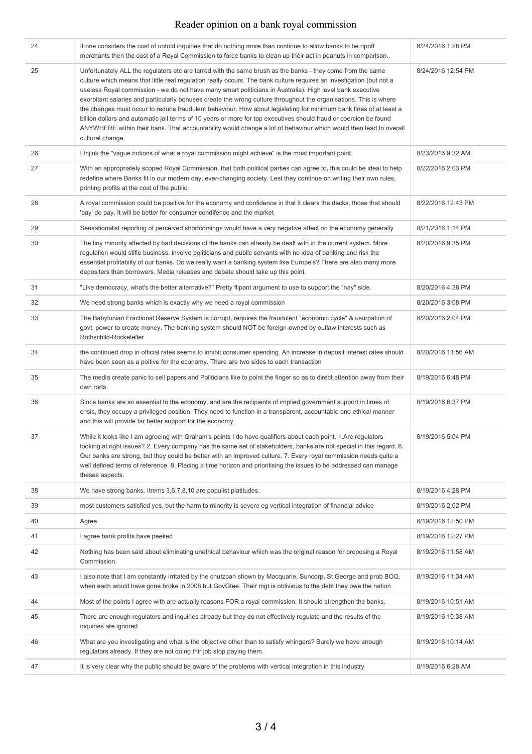| | | |
|---|---|---|
| 24 | If one considers the cost of untold inquiries that do nothing more than continue to allow banks to be ripoff merchants then the cost of a Royal Commission to force banks to clean up their act in peanuts in comparison.. | 8/24/2016 1:28 PM |
| 25 | Unfortunately ALL the regulators etc are tarred with the same brush as the banks - they come from the same culture which means that little real regulation really occurs. The bank culture requires an investigation (but not a useless Royal commission - we do not have many smart politicians in Australia). High level bank executive exorbitant salaries and particularly bonuses create the wrong culture throughout the organisations. This is where the changes must occur to reduce fraudulent behaviour. How about legislating for minimum bank fines of at least a billion dollars and automatic jail terms of 10 years or more for top executives should fraud or coercion be found ANYWHERE within their bank. That accountability would change a lot of behaviour which would then lead to overall cultural change. | 8/24/2016 12:54 PM |
| 26 | I thjink the "vague notions of what a royal commission might achieve" is the most important point. | 8/23/2016 9:32 AM |
| 27 | With an appropriately scoped Royal Commission, that both political parties can agree to, this could be ideal to help redefine where Banks fit in our modern day, ever-changing society. Lest they continue on writing their own rules, printing profits at the cost of the public. | 8/22/2016 2:03 PM |
| 28 | A royal commission could be positive for the economy and confidence in that it clears the decks, those that should 'pay' do pay. It will be better for consumer condifence and the market | 8/22/2016 12:43 PM |
| 29 | Sensationalist reporting of perceived shortcomings would have a very negative affect on the economy generally | 8/21/2016 1:14 PM |
| 30 | The tiny minority affected by bad decisions of the banks can already be dealt with in the current system. More regulation would stifle business, involve politicians and public servants with no idea of banking and risk the essential profitabilty of our banks. Do we really want a banking system like Europe's? There are also many more depositers than borrowers. Media releases and debate should take up this point. | 8/20/2016 9:35 PM |
| 31 | "Like democracy, what's the better alternative?" Pretty flipant argument to use to support the "nay" side. | 8/20/2016 4:38 PM |
| 32 | We need strong banks which is exactly why we need a royal commission | 8/20/2016 3:08 PM |
| 33 | The Babylonian Fractional Reserve System is corrupt, requires the fraudulent "economic cycle" & usurpation of govt. power to create money. The banking system should NOT be foreign-owned by outlaw interests such as Rothschild-Rockefeller | 8/20/2016 2:04 PM |
| 34 | the continued drop in official rates seems to inhibit consumer spending. An increase in deposit interest rates should have been seen as a poitive for the economy. There are two sides to each transaction | 8/20/2016 11:56 AM |
| 35 | The media create panic to sell papers and Politicians like to point the finger so as to direct attention away from their own rorts. | 8/19/2016 6:48 PM |
| 36 | Since banks are so essential to the economy, and are the recipients of implied government support in times of crisis, they occupy a privileged position. They need to function in a transparent, accountable and ethical manner and this will provide far better support for the economy. | 8/19/2016 6:37 PM |
| 37 | While it looks like I am agreeing with Graham's points I do have qualifiers about each point. 1.Are regulators looking at right issues? 2. Every company has the same set of stakeholders, banks are not special in this regard. 6. Our banks are strong, but they could be better with an improved culture. 7. Every royal commission needs quite a well defined terms of reference. 8. Placing a time horizon and prioritising the issues to be addressed can manage theses aspects. | 8/19/2016 5:04 PM |
| 38 | We have strong banks. Itrems 3,6,7,8,10 are populist platitudes. | 8/19/2016 4:28 PM |
| 39 | most customers satisfied yes, but the harm to minority is severe eg vertical integration of financial advice | 8/19/2016 2:02 PM |
| 40 | Agree | 8/19/2016 12:50 PM |
| 41 | I agree bank profits have peeked | 8/19/2016 12:27 PM |
| 42 | Nothing has been said about eliminating unethical behaviour which was the original reason for proposing a Royal Commission. | 8/19/2016 11:58 AM |
| 43 | I also note that I am constantly irritated by the chutzpah shown by Macquarie, Suncorp, St George and prob BOQ, when each would have gone broke in 2008 but GovGtee. Their mgt is oblivious to the debt they owe the nation | 8/19/2016 11:34 AM |
| 44 | Most of the points I agree with are actually reasons FOR a royal commission. It should strengthen the banks. | 8/19/2016 10:51 AM |
| 45 | There are enough regulators and inquiries already but they do not effectively regulate and the results of the inquiries are ignored | 8/19/2016 10:38 AM |
| 46 | What are you investigating and what is the objective other than to satisfy whingers? Surely we have enough regulators already. If they are not doing thir job stop paying them. | 8/19/2016 10:14 AM |
| 47 | It is very clear why the public should be aware of the problems with vertical integration in this industry | 8/19/2016 6:28 AM |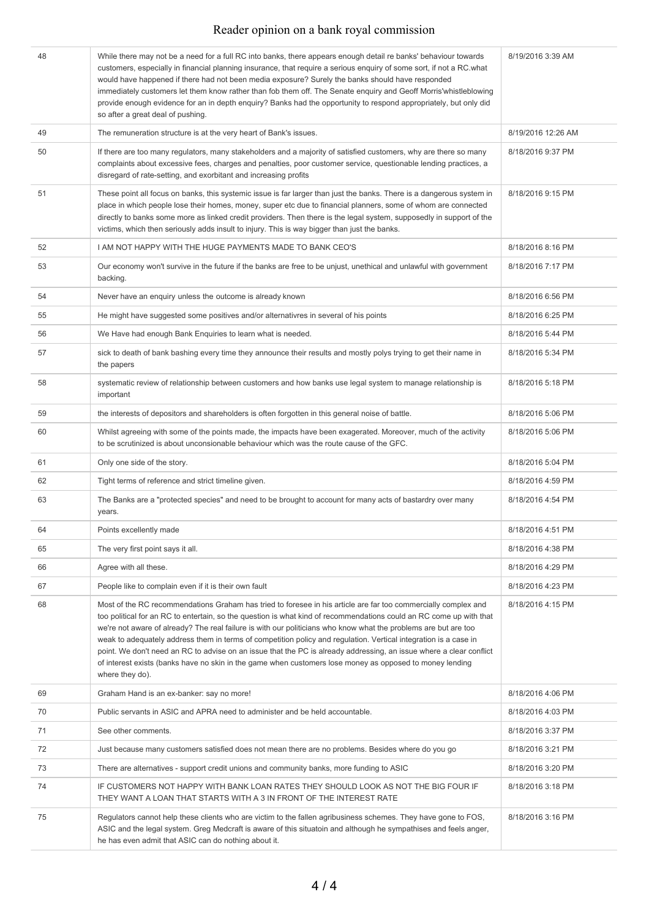| | | |
|---|---|---|
| 48 | While there may not be a need for a full RC into banks, there appears enough detail re banks' behaviour towards customers, especially in financial planning insurance, that require a serious enquiry of some sort, if not a RC.what would have happened if there had not been media exposure? Surely the banks should have responded immediately customers let them know rather than fob them off. The Senate enquiry and Geoff Morris'whistleblowing provide enough evidence for an in depth enquiry? Banks had the opportunity to respond appropriately, but only did so after a great deal of pushing. | 8/19/2016 3:39 AM |
| 49 | The remuneration structure is at the very heart of Bank's issues. | 8/19/2016 12:26 AM |
| 50 | If there are too many regulators, many stakeholders and a majority of satisfied customers, why are there so many complaints about excessive fees, charges and penalties, poor customer service, questionable lending practices, a disregard of rate-setting, and exorbitant and increasing profits | 8/18/2016 9:37 PM |
| 51 | These point all focus on banks, this systemic issue is far larger than just the banks. There is a dangerous system in place in which people lose their homes, money, super etc due to financial planners, some of whom are connected directly to banks some more as linked credit providers. Then there is the legal system, supposedly in support of the victims, which then seriously adds insult to injury. This is way bigger than just the banks. | 8/18/2016 9:15 PM |
| 52 | I AM NOT HAPPY WITH THE HUGE PAYMENTS MADE TO BANK CEO'S | 8/18/2016 8:16 PM |
| 53 | Our economy won't survive in the future if the banks are free to be unjust, unethical and unlawful with government backing. | 8/18/2016 7:17 PM |
| 54 | Never have an enquiry unless the outcome is already known | 8/18/2016 6:56 PM |
| 55 | He might have suggested some positives and/or alternativres in several of his points | 8/18/2016 6:25 PM |
| 56 | We Have had enough Bank Enquiries to learn what is needed. | 8/18/2016 5:44 PM |
| 57 | sick to death of bank bashing every time they announce their results and mostly polys trying to get their name in the papers | 8/18/2016 5:34 PM |
| 58 | systematic review of relationship between customers and how banks use legal system to manage relationship is important | 8/18/2016 5:18 PM |
| 59 | the interests of depositors and shareholders is often forgotten in this general noise of battle. | 8/18/2016 5:06 PM |
| 60 | Whilst agreeing with some of the points made, the impacts have been exagerated. Moreover, much of the activity to be scrutinized is about unconsionable behaviour which was the route cause of the GFC. | 8/18/2016 5:06 PM |
| 61 | Only one side of the story. | 8/18/2016 5:04 PM |
| 62 | Tight terms of reference and strict timeline given. | 8/18/2016 4:59 PM |
| 63 | The Banks are a "protected species" and need to be brought to account for many acts of bastardry over many years. | 8/18/2016 4:54 PM |
| 64 | Points excellently made | 8/18/2016 4:51 PM |
| 65 | The very first point says it all. | 8/18/2016 4:38 PM |
| 66 | Agree with all these. | 8/18/2016 4:29 PM |
| 67 | People like to complain even if it is their own fault | 8/18/2016 4:23 PM |
| 68 | Most of the RC recommendations Graham has tried to foresee in his article are far too commercially complex and too political for an RC to entertain, so the question is what kind of recommendations could an RC come up with that we're not aware of already? The real failure is with our politicians who know what the problems are but are too weak to adequately address them in terms of competition policy and regulation. Vertical integration is a case in point. We don't need an RC to advise on an issue that the PC is already addressing, an issue where a clear conflict of interest exists (banks have no skin in the game when customers lose money as opposed to money lending where they do). | 8/18/2016 4:15 PM |
| 69 | Graham Hand is an ex-banker: say no more! | 8/18/2016 4:06 PM |
| 70 | Public servants in ASIC and APRA need to administer and be held accountable. | 8/18/2016 4:03 PM |
| 71 | See other comments. | 8/18/2016 3:37 PM |
| 72 | Just because many customers satisfied does not mean there are no problems. Besides where do you go | 8/18/2016 3:21 PM |
| 73 | There are alternatives - support credit unions and community banks, more funding to ASIC | 8/18/2016 3:20 PM |
| 74 | IF CUSTOMERS NOT HAPPY WITH BANK LOAN RATES THEY SHOULD LOOK AS NOT THE BIG FOUR IF THEY WANT A LOAN THAT STARTS WITH A 3 IN FRONT OF THE INTEREST RATE | 8/18/2016 3:18 PM |
| 75 | Regulators cannot help these clients who are victim to the fallen agribusiness schemes. They have gone to FOS, ASIC and the legal system. Greg Medcraft is aware of this situatoin and although he sympathises and feels anger, he has even admit that ASIC can do nothing about it. | 8/18/2016 3:16 PM |